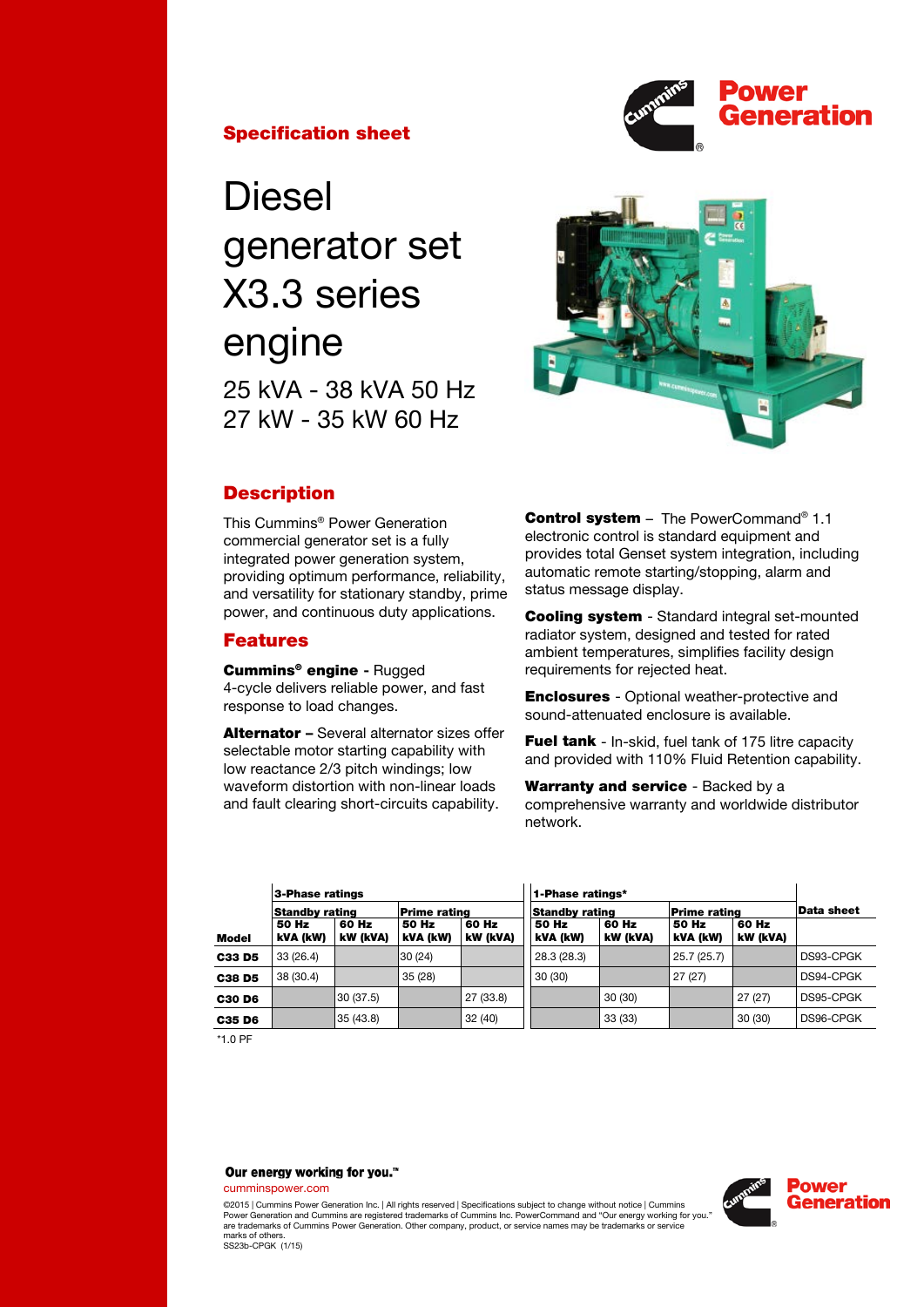## Specification sheet

# Diesel generator set X3.3 series engine

25 kVA - 38 kVA 50 Hz
27 kW - 35 kW 60 Hz

## Description

This Cummins® Power Generation commercial generator set is a fully integrated power generation system, providing optimum performance, reliability, and versatility for stationary standby, prime power, and continuous duty applications.

## Features

**Cummins® engine** - Rugged 4-cycle delivers reliable power, and fast response to load changes.

**Alternator –** Several alternator sizes offer selectable motor starting capability with low reactance 2/3 pitch windings; low waveform distortion with non-linear loads and fault clearing short-circuits capability.

**Control system** – The PowerCommand® 1.1 electronic control is standard equipment and provides total Genset system integration, including automatic remote starting/stopping, alarm and status message display.

**Cooling system** - Standard integral set-mounted radiator system, designed and tested for rated ambient temperatures, simplifies facility design requirements for rejected heat.

**Enclosures** - Optional weather-protective and sound-attenuated enclosure is available.

**Fuel tank** - In-skid, fuel tank of 175 litre capacity and provided with 110% Fluid Retention capability.

**Warranty and service** - Backed by a comprehensive warranty and worldwide distributor network.

| | 3-Phase ratings | | | | 1-Phase ratings* | | | | |
|---|---|---|---|---|---|---|---|---|---|
| | Standby rating | | Prime rating | | Standby rating | | Prime rating | | Data sheet |
| Model | 50 Hz kVA (kW) | 60 Hz kW (kVA) | 50 Hz kVA (kW) | 60 Hz kW (kVA) | 50 Hz kVA (kW) | 60 Hz kW (kVA) | 50 Hz kVA (kW) | 60 Hz kW (kVA) | |
| **C33 D5** | 33 (26.4) | | 30 (24) | | 28.3 (28.3) | | 25.7 (25.7) | | DS93-CPGK |
| **C38 D5** | 38 (30.4) | | 35 (28) | | 30 (30) | | 27 (27) | | DS94-CPGK |
| **C30 D6** | | 30 (37.5) | | 27 (33.8) | | 30 (30) | | 27 (27) | DS95-CPGK |
| **C35 D6** | | 35 (43.8) | | 32 (40) | | 33 (33) | | 30 (30) | DS96-CPGK |

*1.0 PF

**Our energy working for you.™**

cumminspower.com

©2015 | Cummins Power Generation Inc. | All rights reserved | Specifications subject to change without notice | Cummins Power Generation and Cummins are registered trademarks of Cummins Inc. PowerCommand and "Our energy working for you." are trademarks of Cummins Power Generation. Other company, product, or service names may be trademarks or service marks of others.
SS23b-CPGK (1/15)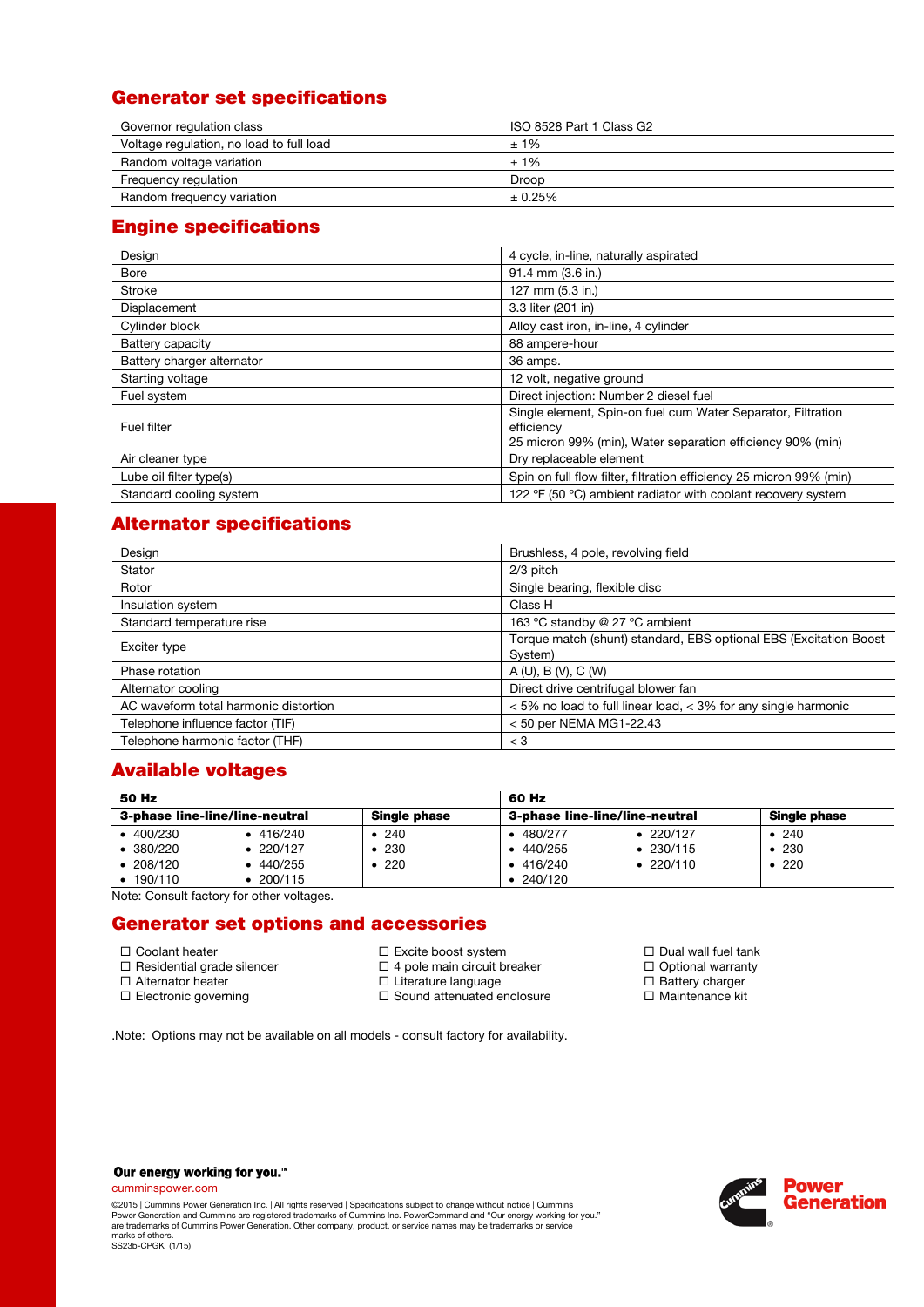## Generator set specifications

| | |
|---|---|
| Governor regulation class | ISO 8528 Part 1 Class G2 |
| Voltage regulation, no load to full load | ± 1% |
| Random voltage variation | ± 1% |
| Frequency regulation | Droop |
| Random frequency variation | ± 0.25% |

## Engine specifications

| | |
|---|---|
| Design | 4 cycle, in-line, naturally aspirated |
| Bore | 91.4 mm (3.6 in.) |
| Stroke | 127 mm (5.3 in.) |
| Displacement | 3.3 liter (201 in) |
| Cylinder block | Alloy cast iron, in-line, 4 cylinder |
| Battery capacity | 88 ampere-hour |
| Battery charger alternator | 36 amps. |
| Starting voltage | 12 volt, negative ground |
| Fuel system | Direct injection: Number 2 diesel fuel |
| Fuel filter | Single element, Spin-on fuel cum Water Separator, Filtration efficiency 25 micron 99% (min), Water separation efficiency 90% (min) |
| Air cleaner type | Dry replaceable element |
| Lube oil filter type(s) | Spin on full flow filter, filtration efficiency 25 micron 99% (min) |
| Standard cooling system | 122 °F (50 °C) ambient radiator with coolant recovery system |

## Alternator specifications

| | |
|---|---|
| Design | Brushless, 4 pole, revolving field |
| Stator | 2/3 pitch |
| Rotor | Single bearing, flexible disc |
| Insulation system | Class H |
| Standard temperature rise | 163 °C standby @ 27 °C ambient |
| Exciter type | Torque match (shunt) standard, EBS optional EBS (Excitation Boost System) |
| Phase rotation | A (U), B (V), C (W) |
| Alternator cooling | Direct drive centrifugal blower fan |
| AC waveform total harmonic distortion | < 5% no load to full linear load, < 3% for any single harmonic |
| Telephone influence factor (TIF) | < 50 per NEMA MG1-22.43 |
| Telephone harmonic factor (THF) | < 3 |

## Available voltages

| **50 Hz** | | | **60 Hz** | | |
|---|---|---|---|---|---|
| **3-phase line-line/line-neutral** | | **Single phase** | **3-phase line-line/line-neutral** | | **Single phase** |
| • 400/230 | • 416/240 | • 240 | • 480/277 | • 220/127 | • 240 |
| • 380/220 | • 220/127 | • 230 | • 440/255 | • 230/115 | • 230 |
| • 208/120 | • 440/255 | • 220 | • 416/240 | • 220/110 | • 220 |
| • 190/110 | • 200/115 | | • 240/120 | | |

Note: Consult factory for other voltages.

## Generator set options and accessories

- ☐ Coolant heater
- ☐ Residential grade silencer
- ☐ Alternator heater
- ☐ Electronic governing
- ☐ Excite boost system
- ☐ 4 pole main circuit breaker
- ☐ Literature language
- ☐ Sound attenuated enclosure
- ☐ Dual wall fuel tank
- ☐ Optional warranty
- ☐ Battery charger
- ☐ Maintenance kit

.Note: Options may not be available on all models - consult factory for availability.

**Our energy working for you.™**

cumminspower.com

©2015 | Cummins Power Generation Inc. | All rights reserved | Specifications subject to change without notice | Cummins Power Generation and Cummins are registered trademarks of Cummins Inc. PowerCommand and "Our energy working for you." are trademarks of Cummins Power Generation. Other company, product, or service names may be trademarks or service marks of others.
SS23b-CPGK (1/15)

**Power Generation**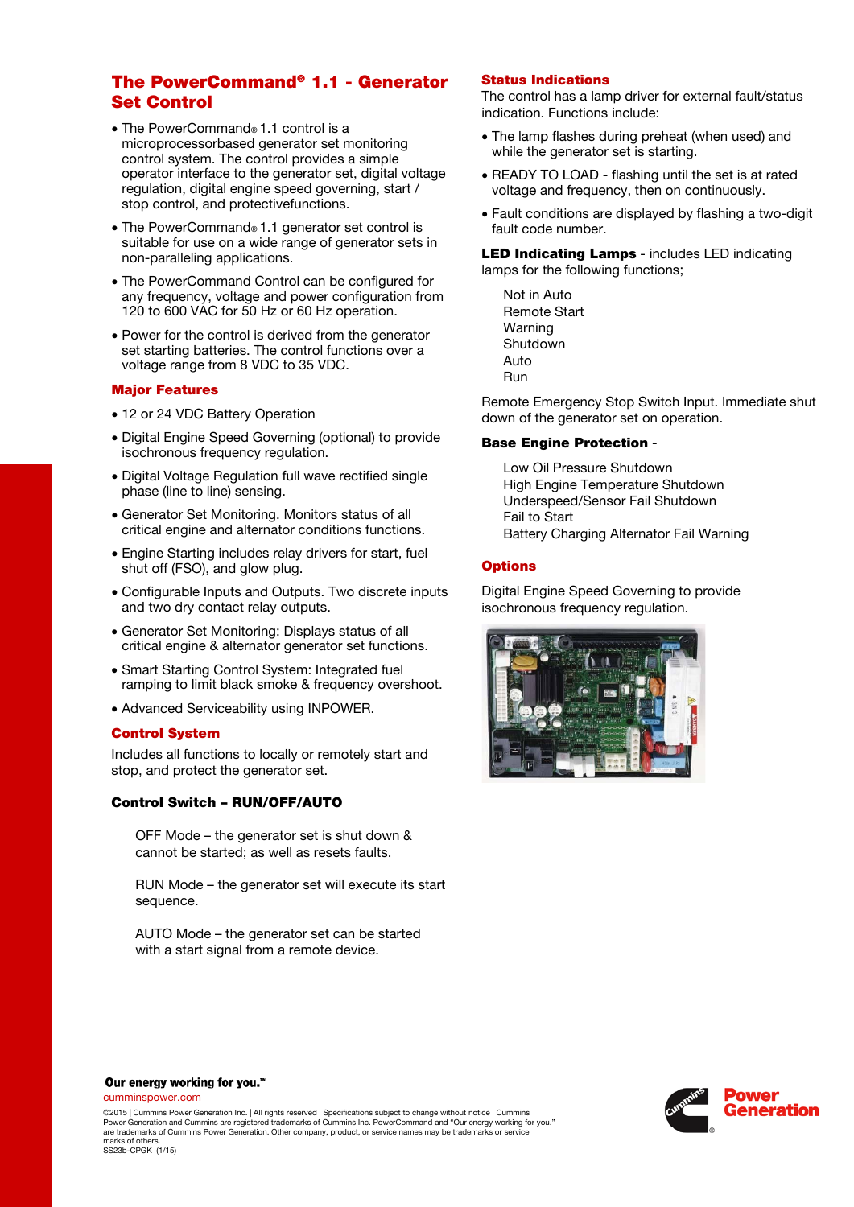## The PowerCommand® 1.1 - Generator Set Control

- The PowerCommand® 1.1 control is a microprocessorbased generator set monitoring control system. The control provides a simple operator interface to the generator set, digital voltage regulation, digital engine speed governing, start / stop control, and protectivefunctions.
- The PowerCommand® 1.1 generator set control is suitable for use on a wide range of generator sets in non-paralleling applications.
- The PowerCommand Control can be configured for any frequency, voltage and power configuration from 120 to 600 VAC for 50 Hz or 60 Hz operation.
- Power for the control is derived from the generator set starting batteries. The control functions over a voltage range from 8 VDC to 35 VDC.

### Major Features

- 12 or 24 VDC Battery Operation
- Digital Engine Speed Governing (optional) to provide isochronous frequency regulation.
- Digital Voltage Regulation full wave rectified single phase (line to line) sensing.
- Generator Set Monitoring. Monitors status of all critical engine and alternator conditions functions.
- Engine Starting includes relay drivers for start, fuel shut off (FSO), and glow plug.
- Configurable Inputs and Outputs. Two discrete inputs and two dry contact relay outputs.
- Generator Set Monitoring: Displays status of all critical engine & alternator generator set functions.
- Smart Starting Control System: Integrated fuel ramping to limit black smoke & frequency overshoot.
- Advanced Serviceability using INPOWER.

### Control System

Includes all functions to locally or remotely start and stop, and protect the generator set.

**Control Switch – RUN/OFF/AUTO**

OFF Mode – the generator set is shut down & cannot be started; as well as resets faults.

RUN Mode – the generator set will execute its start sequence.

AUTO Mode – the generator set can be started with a start signal from a remote device.

### Status Indications

The control has a lamp driver for external fault/status indication. Functions include:

- The lamp flashes during preheat (when used) and while the generator set is starting.
- READY TO LOAD - flashing until the set is at rated voltage and frequency, then on continuously.
- Fault conditions are displayed by flashing a two-digit fault code number.

**LED Indicating Lamps** - includes LED indicating lamps for the following functions;

Not in Auto
Remote Start
Warning
Shutdown
Auto
Run

Remote Emergency Stop Switch Input. Immediate shut down of the generator set on operation.

**Base Engine Protection** -

Low Oil Pressure Shutdown
High Engine Temperature Shutdown
Underspeed/Sensor Fail Shutdown
Fail to Start
Battery Charging Alternator Fail Warning

### Options

Digital Engine Speed Governing to provide isochronous frequency regulation.

**Our energy working for you.™**
cumminspower.com

©2015 | Cummins Power Generation Inc. | All rights reserved | Specifications subject to change without notice | Cummins Power Generation and Cummins are registered trademarks of Cummins Inc. PowerCommand and "Our energy working for you." are trademarks of Cummins Power Generation. Other company, product, or service names may be trademarks or service marks of others.
SS23b-CPGK (1/15)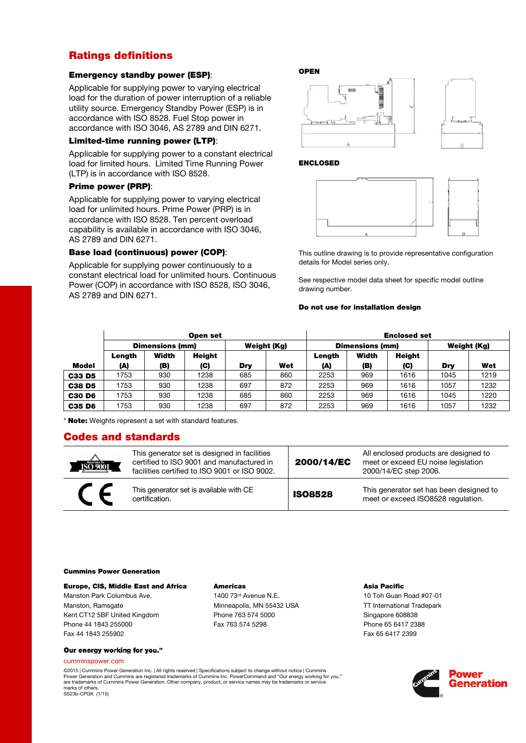## Ratings definitions

**Emergency standby power (ESP)**:

Applicable for supplying power to varying electrical load for the duration of power interruption of a reliable utility source. Emergency Standby Power (ESP) is in accordance with ISO 8528. Fuel Stop power in accordance with ISO 3046, AS 2789 and DIN 6271.

**Limited-time running power (LTP)**:

Applicable for supplying power to a constant electrical load for limited hours. Limited Time Running Power (LTP) is in accordance with ISO 8528.

**Prime power (PRP)**:

Applicable for supplying power to varying electrical load for unlimited hours. Prime Power (PRP) is in accordance with ISO 8528. Ten percent overload capability is available in accordance with ISO 3046, AS 2789 and DIN 6271.

**Base load (continuous) power (COP)**:

Applicable for supplying power continuously to a constant electrical load for unlimited hours. Continuous Power (COP) in accordance with ISO 8528, ISO 3046, AS 2789 and DIN 6271.

**OPEN**

**ENCLOSED**

This outline drawing is to provide representative configuration details for Model series only.

See respective model data sheet for specific model outline drawing number.

**Do not use for installation design**

| | Open set | | | | | Enclosed set | | | | |
|---|---|---|---|---|---|---|---|---|---|---|
| | Dimensions (mm) | | | Weight (Kg) | | Dimensions (mm) | | | Weight (Kg) | |
| **Model** | Length (A) | Width (B) | Height (C) | Dry | Wet | Length (A) | Width (B) | Height (C) | Dry | Wet |
| **C33 D5** | 1753 | 930 | 1238 | 685 | 860 | 2253 | 969 | 1616 | 1045 | 1219 |
| **C38 D5** | 1753 | 930 | 1238 | 697 | 872 | 2253 | 969 | 1616 | 1057 | 1232 |
| **C30 D6** | 1753 | 930 | 1238 | 685 | 860 | 2253 | 969 | 1616 | 1045 | 1220 |
| **C35 D6** | 1753 | 930 | 1238 | 697 | 872 | 2253 | 969 | 1616 | 1057 | 1232 |

* **Note:** Weights represent a set with standard features.

## Codes and standards

| | | | |
|---|---|---|---|
| ISO 9001 | This generator set is designed in facilities certified to ISO 9001 and manufactured in facilities certified to ISO 9001 or ISO 9002. | **2000/14/EC** | All enclosed products are designed to meet or exceed EU noise legislation 2000/14/EC step 2006. |
| CE | This generator set is available with CE certification. | **ISO8528** | This generator set has been designed to meet or exceed ISO8528 regulation. |

**Cummins Power Generation**

**Europe, CIS, Middle East and Africa**
Manston Park Columbus Ave.
Manston, Ramsgate
Kent CT12 5BF United Kingdom
Phone 44 1843 255000
Fax 44 1843 255902

**Americas**
1400 73rd Avenue N.E.
Minneapolis, MN 55432 USA
Phone 763 574 5000
Fax 763 574 5298

**Asia Pacific**
10 Toh Guan Road #07-01
TT International Tradepark
Singapore 608838
Phone 65 6417 2388
Fax 65 6417 2399

**Our energy working for you.™**

cumminspower.com

©2015 | Cummins Power Generation Inc. | All rights reserved | Specifications subject to change without notice | Cummins Power Generation and Cummins are registered trademarks of Cummins Inc. PowerCommand and "Our energy working for you." are trademarks of Cummins Power Generation. Other company, product, or service names may be trademarks or service marks of others.
SS23b-CPGK (1/15)

Power Generation